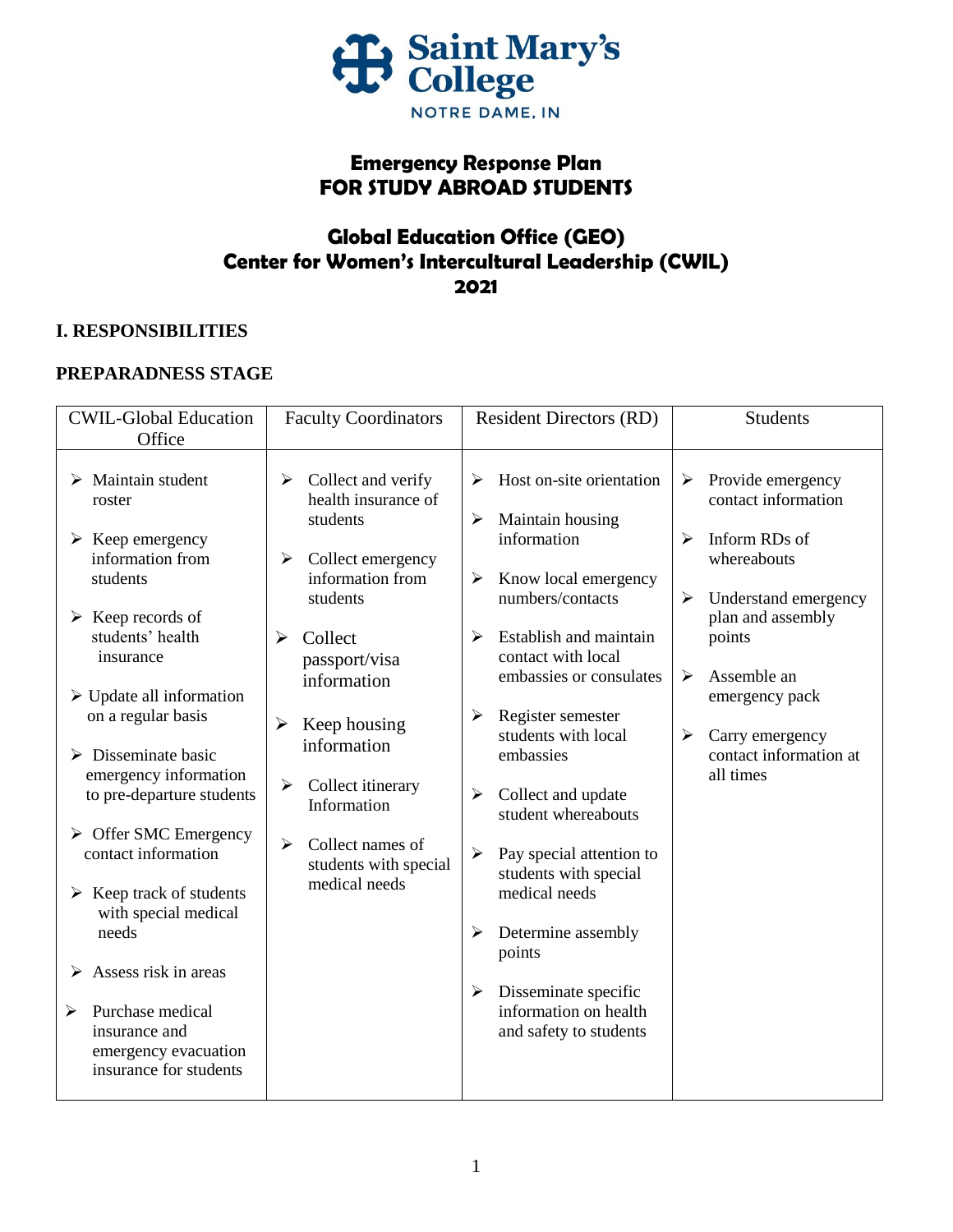Saint Mary's College
NOTRE DAME, IN

# Emergency Response Plan
# FOR STUDY ABROAD STUDENTS

## Global Education Office (GEO)
## Center for Women's Intercultural Leadership (CWIL)
## 2021

### I. RESPONSIBILITIES

### PREPARADNESS STAGE

| CWIL-Global Education Office | Faculty Coordinators | Resident Directors (RD) | Students |
|---|---|---|---|
| ➢ Maintain student roster<br>➢ Keep emergency information from students<br>➢ Keep records of students' health insurance<br>➢ Update all information on a regular basis<br>➢ Disseminate basic emergency information to pre-departure students<br>➢ Offer SMC Emergency contact information<br>➢ Keep track of students with special medical needs<br>➢ Assess risk in areas<br>➢ Purchase medical insurance and emergency evacuation insurance for students | ➢ Collect and verify health insurance of students<br>➢ Collect emergency information from students<br>➢ Collect passport/visa information<br>➢ Keep housing information<br>➢ Collect itinerary Information<br>➢ Collect names of students with special medical needs | ➢ Host on-site orientation<br>➢ Maintain housing information<br>➢ Know local emergency numbers/contacts<br>➢ Establish and maintain contact with local embassies or consulates<br>➢ Register semester students with local embassies<br>➢ Collect and update student whereabouts<br>➢ Pay special attention to students with special medical needs<br>➢ Determine assembly points<br>➢ Disseminate specific information on health and safety to students | ➢ Provide emergency contact information<br>➢ Inform RDs of whereabouts<br>➢ Understand emergency plan and assembly points<br>➢ Assemble an emergency pack<br>➢ Carry emergency contact information at all times |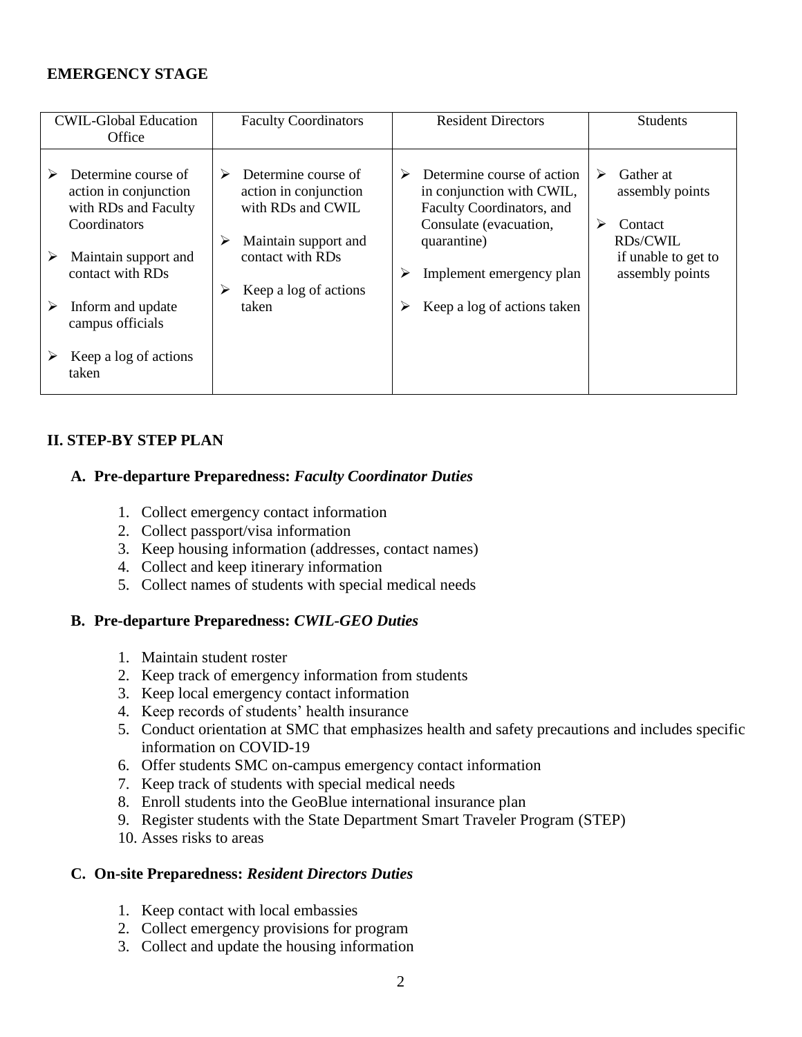**EMERGENCY STAGE**

| CWIL-Global Education Office | Faculty Coordinators | Resident Directors | Students |
|---|---|---|---|
| ➢ Determine course of action in conjunction with RDs and Faculty Coordinators<br><br>➢ Maintain support and contact with RDs<br><br>➢ Inform and update campus officials<br><br>➢ Keep a log of actions taken | ➢ Determine course of action in conjunction with RDs and CWIL<br><br>➢ Maintain support and contact with RDs<br><br>➢ Keep a log of actions taken | ➢ Determine course of action in conjunction with CWIL, Faculty Coordinators, and Consulate (evacuation, quarantine)<br><br>➢ Implement emergency plan<br><br>➢ Keep a log of actions taken | ➢ Gather at assembly points<br><br>➢ Contact RDs/CWIL if unable to get to assembly points |

## II. STEP-BY STEP PLAN

### A. Pre-departure Preparedness: *Faculty Coordinator Duties*

1. Collect emergency contact information
2. Collect passport/visa information
3. Keep housing information (addresses, contact names)
4. Collect and keep itinerary information
5. Collect names of students with special medical needs

### B. Pre-departure Preparedness: *CWIL-GEO Duties*

1. Maintain student roster
2. Keep track of emergency information from students
3. Keep local emergency contact information
4. Keep records of students' health insurance
5. Conduct orientation at SMC that emphasizes health and safety precautions and includes specific information on COVID-19
6. Offer students SMC on-campus emergency contact information
7. Keep track of students with special medical needs
8. Enroll students into the GeoBlue international insurance plan
9. Register students with the State Department Smart Traveler Program (STEP)
10. Asses risks to areas

### C. On-site Preparedness: *Resident Directors Duties*

1. Keep contact with local embassies
2. Collect emergency provisions for program
3. Collect and update the housing information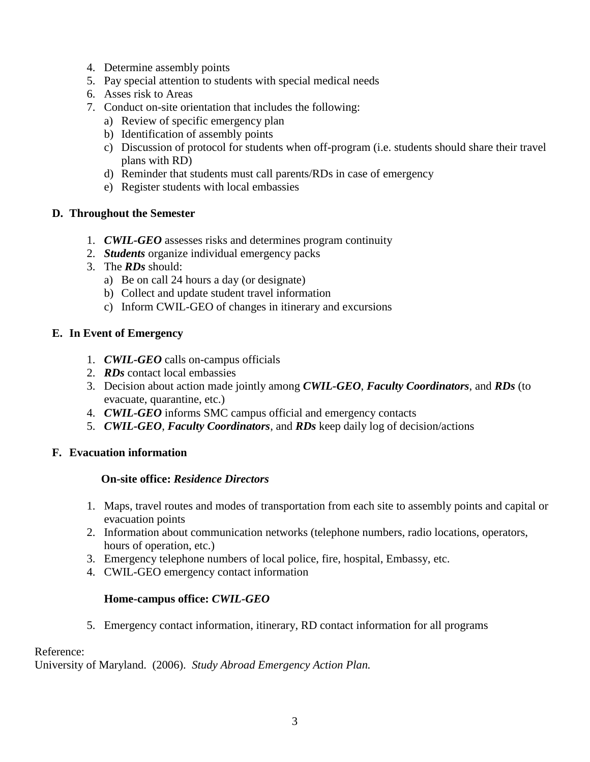4. Determine assembly points
5. Pay special attention to students with special medical needs
6. Asses risk to Areas
7. Conduct on-site orientation that includes the following:
   a) Review of specific emergency plan
   b) Identification of assembly points
   c) Discussion of protocol for students when off-program (i.e. students should share their travel plans with RD)
   d) Reminder that students must call parents/RDs in case of emergency
   e) Register students with local embassies

**D. Throughout the Semester**

1. ***CWIL-GEO*** assesses risks and determines program continuity
2. ***Students*** organize individual emergency packs
3. The ***RDs*** should:
   a) Be on call 24 hours a day (or designate)
   b) Collect and update student travel information
   c) Inform CWIL-GEO of changes in itinerary and excursions

**E. In Event of Emergency**

1. ***CWIL-GEO*** calls on-campus officials
2. ***RDs*** contact local embassies
3. Decision about action made jointly among ***CWIL-GEO***, ***Faculty Coordinators***, and ***RDs*** (to evacuate, quarantine, etc.)
4. ***CWIL-GEO*** informs SMC campus official and emergency contacts
5. ***CWIL-GEO***, ***Faculty Coordinators***, and ***RDs*** keep daily log of decision/actions

**F. Evacuation information**

**On-site office: *Residence Directors***

1. Maps, travel routes and modes of transportation from each site to assembly points and capital or evacuation points
2. Information about communication networks (telephone numbers, radio locations, operators, hours of operation, etc.)
3. Emergency telephone numbers of local police, fire, hospital, Embassy, etc.
4. CWIL-GEO emergency contact information

**Home-campus office: *CWIL-GEO***

5. Emergency contact information, itinerary, RD contact information for all programs

Reference:
University of Maryland. (2006). *Study Abroad Emergency Action Plan.*